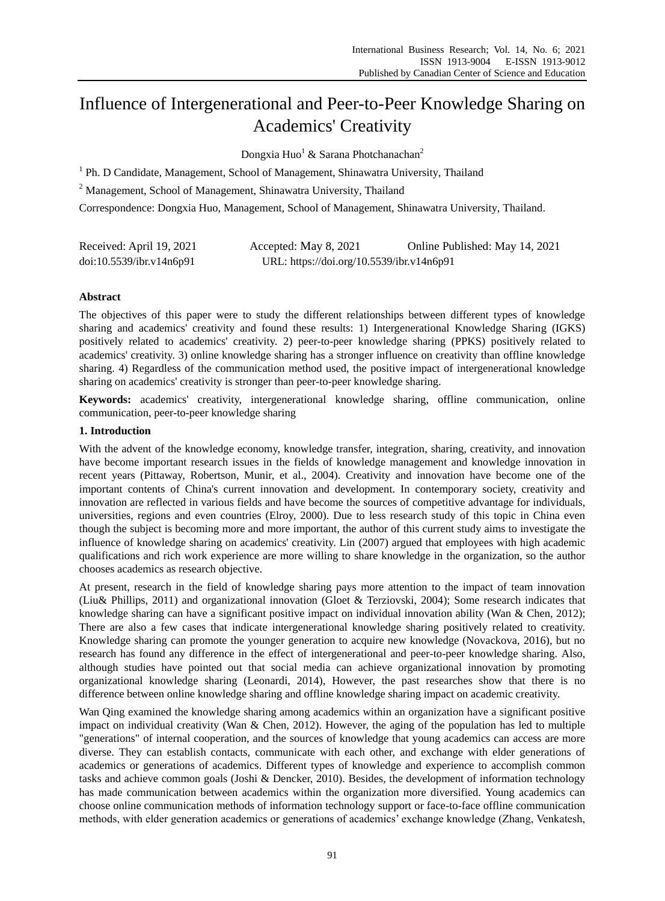# Influence of Intergenerational and Peer-to-Peer Knowledge Sharing on Academics' Creativity

Dongxia Huo[1] & Sarana Photchanachan[2]

[1] Ph. D Candidate, Management, School of Management, Shinawatra University, Thailand

[2] Management, School of Management, Shinawatra University, Thailand

Correspondence: Dongxia Huo, Management, School of Management, Shinawatra University, Thailand.

Received: April 19, 2021 Accepted: May 8, 2021 Online Published: May 14, 2021

doi:10.5539/ibr.v14n6p91 URL: https://doi.org/10.5539/ibr.v14n6p91

**Abstract**

The objectives of this paper were to study the different relationships between different types of knowledge sharing and academics' creativity and found these results: 1) Intergenerational Knowledge Sharing (IGKS) positively related to academics' creativity. 2) peer-to-peer knowledge sharing (PPKS) positively related to academics' creativity. 3) online knowledge sharing has a stronger influence on creativity than offline knowledge sharing. 4) Regardless of the communication method used, the positive impact of intergenerational knowledge sharing on academics' creativity is stronger than peer-to-peer knowledge sharing.

**Keywords:** academics' creativity, intergenerational knowledge sharing, offline communication, online communication, peer-to-peer knowledge sharing

## 1. Introduction

With the advent of the knowledge economy, knowledge transfer, integration, sharing, creativity, and innovation have become important research issues in the fields of knowledge management and knowledge innovation in recent years (Pittaway, Robertson, Munir, et al., 2004). Creativity and innovation have become one of the important contents of China's current innovation and development. In contemporary society, creativity and innovation are reflected in various fields and have become the sources of competitive advantage for individuals, universities, regions and even countries (Elroy, 2000). Due to less research study of this topic in China even though the subject is becoming more and more important, the author of this current study aims to investigate the influence of knowledge sharing on academics' creativity. Lin (2007) argued that employees with high academic qualifications and rich work experience are more willing to share knowledge in the organization, so the author chooses academics as research objective.

At present, research in the field of knowledge sharing pays more attention to the impact of team innovation (Liu& Phillips, 2011) and organizational innovation (Gloet & Terziovski, 2004); Some research indicates that knowledge sharing can have a significant positive impact on individual innovation ability (Wan & Chen, 2012); There are also a few cases that indicate intergenerational knowledge sharing positively related to creativity. Knowledge sharing can promote the younger generation to acquire new knowledge (Novackova, 2016), but no research has found any difference in the effect of intergenerational and peer-to-peer knowledge sharing. Also, although studies have pointed out that social media can achieve organizational innovation by promoting organizational knowledge sharing (Leonardi, 2014), However, the past researches show that there is no difference between online knowledge sharing and offline knowledge sharing impact on academic creativity.

Wan Qing examined the knowledge sharing among academics within an organization have a significant positive impact on individual creativity (Wan & Chen, 2012). However, the aging of the population has led to multiple "generations" of internal cooperation, and the sources of knowledge that young academics can access are more diverse. They can establish contacts, communicate with each other, and exchange with elder generations of academics or generations of academics. Different types of knowledge and experience to accomplish common tasks and achieve common goals (Joshi & Dencker, 2010). Besides, the development of information technology has made communication between academics within the organization more diversified. Young academics can choose online communication methods of information technology support or face-to-face offline communication methods, with elder generation academics or generations of academics' exchange knowledge (Zhang, Venkatesh,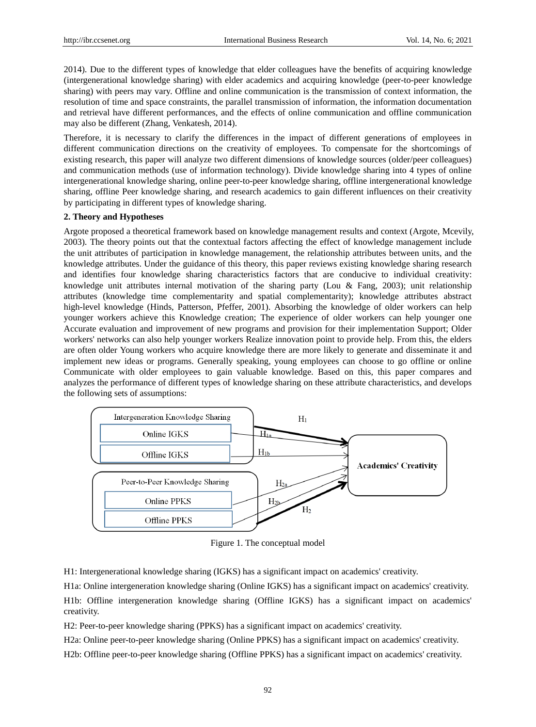2014). Due to the different types of knowledge that elder colleagues have the benefits of acquiring knowledge (intergenerational knowledge sharing) with elder academics and acquiring knowledge (peer-to-peer knowledge sharing) with peers may vary. Offline and online communication is the transmission of context information, the resolution of time and space constraints, the parallel transmission of information, the information documentation and retrieval have different performances, and the effects of online communication and offline communication may also be different (Zhang, Venkatesh, 2014).

Therefore, it is necessary to clarify the differences in the impact of different generations of employees in different communication directions on the creativity of employees. To compensate for the shortcomings of existing research, this paper will analyze two different dimensions of knowledge sources (older/peer colleagues) and communication methods (use of information technology). Divide knowledge sharing into 4 types of online intergenerational knowledge sharing, online peer-to-peer knowledge sharing, offline intergenerational knowledge sharing, offline Peer knowledge sharing, and research academics to gain different influences on their creativity by participating in different types of knowledge sharing.

## 2. Theory and Hypotheses

Argote proposed a theoretical framework based on knowledge management results and context (Argote, Mcevily, 2003). The theory points out that the contextual factors affecting the effect of knowledge management include the unit attributes of participation in knowledge management, the relationship attributes between units, and the knowledge attributes. Under the guidance of this theory, this paper reviews existing knowledge sharing research and identifies four knowledge sharing characteristics factors that are conducive to individual creativity: knowledge unit attributes internal motivation of the sharing party (Lou & Fang, 2003); unit relationship attributes (knowledge time complementarity and spatial complementarity); knowledge attributes abstract high-level knowledge (Hinds, Patterson, Pfeffer, 2001). Absorbing the knowledge of older workers can help younger workers achieve this Knowledge creation; The experience of older workers can help younger one Accurate evaluation and improvement of new programs and provision for their implementation Support; Older workers' networks can also help younger workers Realize innovation point to provide help. From this, the elders are often older Young workers who acquire knowledge there are more likely to generate and disseminate it and implement new ideas or programs. Generally speaking, young employees can choose to go offline or online Communicate with older employees to gain valuable knowledge. Based on this, this paper compares and analyzes the performance of different types of knowledge sharing on these attribute characteristics, and develops the following sets of assumptions:

Intergeneration Knowledge Sharing: Online IGKS, Offline IGKS → Academics' Creativity (H1, H1a, H1b)

Peer-to-Peer Knowledge Sharing: Online PPKS, Offline PPKS → Academics' Creativity (H2, H2a, H2b)

Figure 1. The conceptual model

H1: Intergenerational knowledge sharing (IGKS) has a significant impact on academics' creativity.

H1a: Online intergeneration knowledge sharing (Online IGKS) has a significant impact on academics' creativity.

H1b: Offline intergeneration knowledge sharing (Offline IGKS) has a significant impact on academics' creativity.

H2: Peer-to-peer knowledge sharing (PPKS) has a significant impact on academics' creativity.

H2a: Online peer-to-peer knowledge sharing (Online PPKS) has a significant impact on academics' creativity.

H2b: Offline peer-to-peer knowledge sharing (Offline PPKS) has a significant impact on academics' creativity.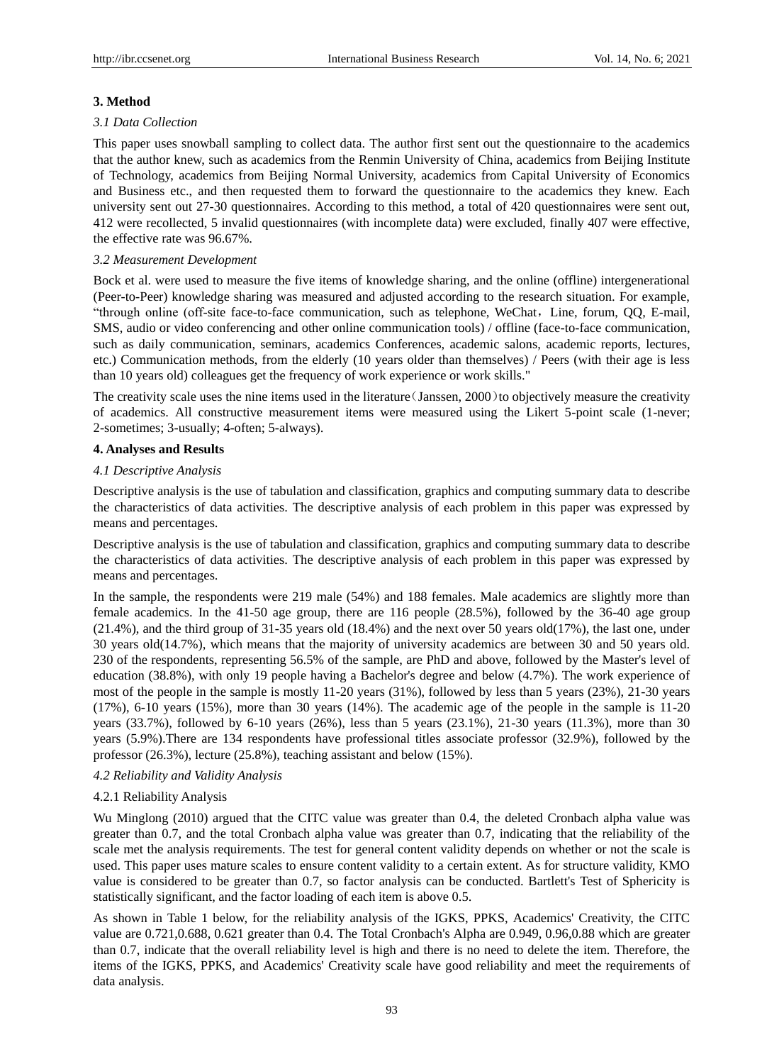## 3. Method

### *3.1 Data Collection*

This paper uses snowball sampling to collect data. The author first sent out the questionnaire to the academics that the author knew, such as academics from the Renmin University of China, academics from Beijing Institute of Technology, academics from Beijing Normal University, academics from Capital University of Economics and Business etc., and then requested them to forward the questionnaire to the academics they knew. Each university sent out 27-30 questionnaires. According to this method, a total of 420 questionnaires were sent out, 412 were recollected, 5 invalid questionnaires (with incomplete data) were excluded, finally 407 were effective, the effective rate was 96.67%.

### *3.2 Measurement Development*

Bock et al. were used to measure the five items of knowledge sharing, and the online (offline) intergenerational (Peer-to-Peer) knowledge sharing was measured and adjusted according to the research situation. For example, "through online (off-site face-to-face communication, such as telephone, WeChat，Line, forum, QQ, E-mail, SMS, audio or video conferencing and other online communication tools) / offline (face-to-face communication, such as daily communication, seminars, academics Conferences, academic salons, academic reports, lectures, etc.) Communication methods, from the elderly (10 years older than themselves) / Peers (with their age is less than 10 years old) colleagues get the frequency of work experience or work skills."

The creativity scale uses the nine items used in the literature（Janssen, 2000）to objectively measure the creativity of academics. All constructive measurement items were measured using the Likert 5-point scale (1-never; 2-sometimes; 3-usually; 4-often; 5-always).

## 4. Analyses and Results

### *4.1 Descriptive Analysis*

Descriptive analysis is the use of tabulation and classification, graphics and computing summary data to describe the characteristics of data activities. The descriptive analysis of each problem in this paper was expressed by means and percentages.

Descriptive analysis is the use of tabulation and classification, graphics and computing summary data to describe the characteristics of data activities. The descriptive analysis of each problem in this paper was expressed by means and percentages.

In the sample, the respondents were 219 male (54%) and 188 females. Male academics are slightly more than female academics. In the 41-50 age group, there are 116 people (28.5%), followed by the 36-40 age group (21.4%), and the third group of 31-35 years old (18.4%) and the next over 50 years old(17%), the last one, under 30 years old(14.7%), which means that the majority of university academics are between 30 and 50 years old. 230 of the respondents, representing 56.5% of the sample, are PhD and above, followed by the Master's level of education (38.8%), with only 19 people having a Bachelor's degree and below (4.7%). The work experience of most of the people in the sample is mostly 11-20 years (31%), followed by less than 5 years (23%), 21-30 years (17%), 6-10 years (15%), more than 30 years (14%). The academic age of the people in the sample is 11-20 years (33.7%), followed by 6-10 years (26%), less than 5 years (23.1%), 21-30 years (11.3%), more than 30 years (5.9%).There are 134 respondents have professional titles associate professor (32.9%), followed by the professor (26.3%), lecture (25.8%), teaching assistant and below (15%).

### *4.2 Reliability and Validity Analysis*

4.2.1 Reliability Analysis

Wu Minglong (2010) argued that the CITC value was greater than 0.4, the deleted Cronbach alpha value was greater than 0.7, and the total Cronbach alpha value was greater than 0.7, indicating that the reliability of the scale met the analysis requirements. The test for general content validity depends on whether or not the scale is used. This paper uses mature scales to ensure content validity to a certain extent. As for structure validity, KMO value is considered to be greater than 0.7, so factor analysis can be conducted. Bartlett's Test of Sphericity is statistically significant, and the factor loading of each item is above 0.5.

As shown in Table 1 below, for the reliability analysis of the IGKS, PPKS, Academics' Creativity, the CITC value are 0.721,0.688, 0.621 greater than 0.4. The Total Cronbach's Alpha are 0.949, 0.96,0.88 which are greater than 0.7, indicate that the overall reliability level is high and there is no need to delete the item. Therefore, the items of the IGKS, PPKS, and Academics' Creativity scale have good reliability and meet the requirements of data analysis.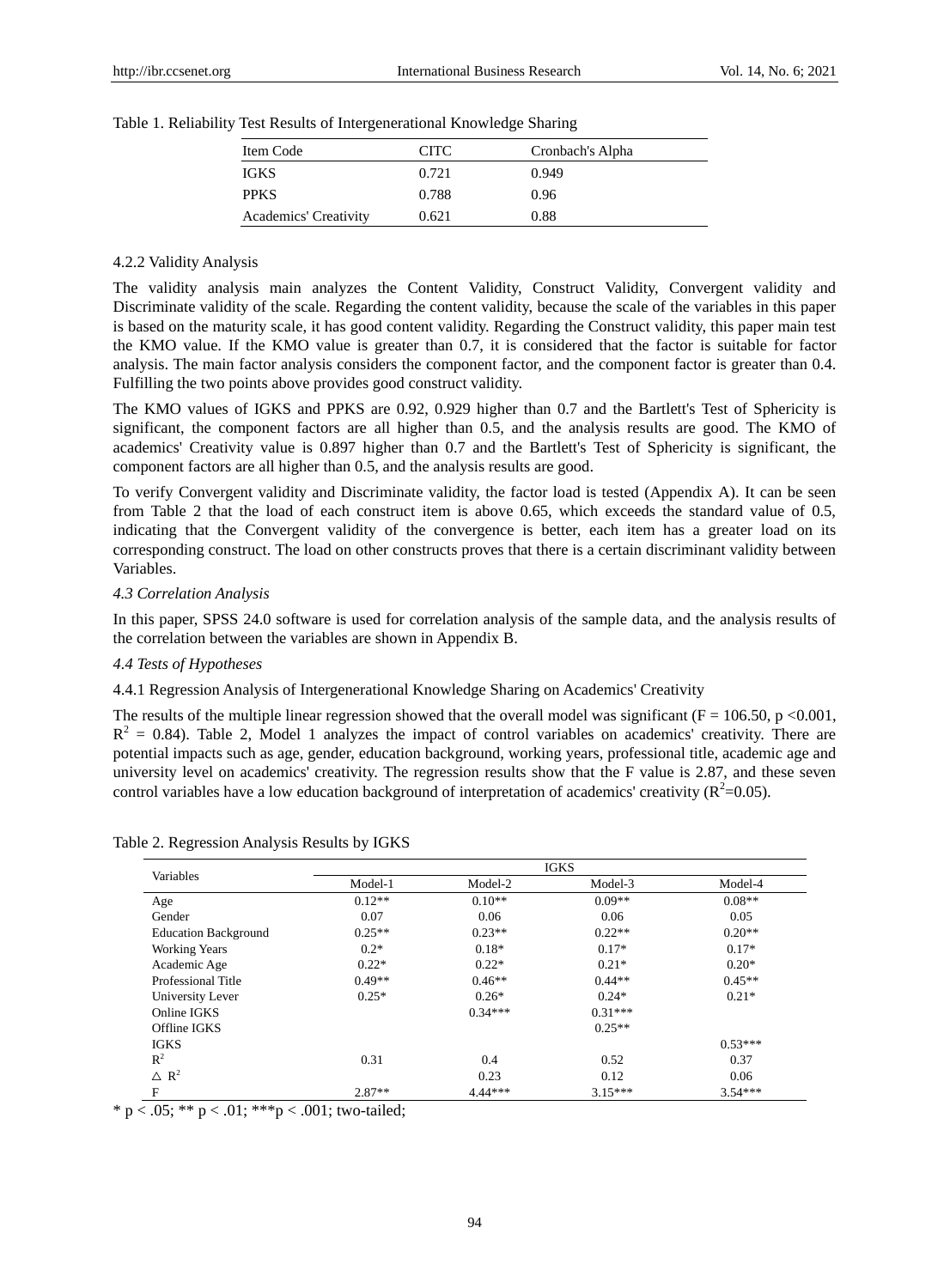Table 1. Reliability Test Results of Intergenerational Knowledge Sharing

| Item Code | CITC | Cronbach's Alpha |
|---|---|---|
| IGKS | 0.721 | 0.949 |
| PPKS | 0.788 | 0.96 |
| Academics' Creativity | 0.621 | 0.88 |

4.2.2 Validity Analysis

The validity analysis main analyzes the Content Validity, Construct Validity, Convergent validity and Discriminate validity of the scale. Regarding the content validity, because the scale of the variables in this paper is based on the maturity scale, it has good content validity. Regarding the Construct validity, this paper main test the KMO value. If the KMO value is greater than 0.7, it is considered that the factor is suitable for factor analysis. The main factor analysis considers the component factor, and the component factor is greater than 0.4. Fulfilling the two points above provides good construct validity.

The KMO values of IGKS and PPKS are 0.92, 0.929 higher than 0.7 and the Bartlett's Test of Sphericity is significant, the component factors are all higher than 0.5, and the analysis results are good. The KMO of academics' Creativity value is 0.897 higher than 0.7 and the Bartlett's Test of Sphericity is significant, the component factors are all higher than 0.5, and the analysis results are good.

To verify Convergent validity and Discriminate validity, the factor load is tested (Appendix A). It can be seen from Table 2 that the load of each construct item is above 0.65, which exceeds the standard value of 0.5, indicating that the Convergent validity of the convergence is better, each item has a greater load on its corresponding construct. The load on other constructs proves that there is a certain discriminant validity between Variables.

*4.3 Correlation Analysis*

In this paper, SPSS 24.0 software is used for correlation analysis of the sample data, and the analysis results of the correlation between the variables are shown in Appendix B.

*4.4 Tests of Hypotheses*

4.4.1 Regression Analysis of Intergenerational Knowledge Sharing on Academics' Creativity

The results of the multiple linear regression showed that the overall model was significant ($F = 106.50$, $p < 0.001$, $R^2 = 0.84$). Table 2, Model 1 analyzes the impact of control variables on academics' creativity. There are potential impacts such as age, gender, education background, working years, professional title, academic age and university level on academics' creativity. The regression results show that the F value is 2.87, and these seven control variables have a low education background of interpretation of academics' creativity ($R^2$=0.05).

Table 2. Regression Analysis Results by IGKS

| Variables | IGKS | | | |
|---|---|---|---|---|
| | Model-1 | Model-2 | Model-3 | Model-4 |
| Age | 0.12** | 0.10** | 0.09** | 0.08** |
| Gender | 0.07 | 0.06 | 0.06 | 0.05 |
| Education Background | 0.25** | 0.23** | 0.22** | 0.20** |
| Working Years | 0.2* | 0.18* | 0.17* | 0.17* |
| Academic Age | 0.22* | 0.22* | 0.21* | 0.20* |
| Professional Title | 0.49** | 0.46** | 0.44** | 0.45** |
| University Lever | 0.25* | 0.26* | 0.24* | 0.21* |
| Online IGKS | | 0.34*** | 0.31*** | |
| Offline IGKS | | | 0.25** | |
| IGKS | | | | 0.53*** |
| $R^2$ | 0.31 | 0.4 | 0.52 | 0.37 |
| $\triangle R^2$ | | 0.23 | 0.12 | 0.06 |
| F | 2.87** | 4.44*** | 3.15*** | 3.54*** |

* p < .05; ** p < .01; ***p < .001; two-tailed;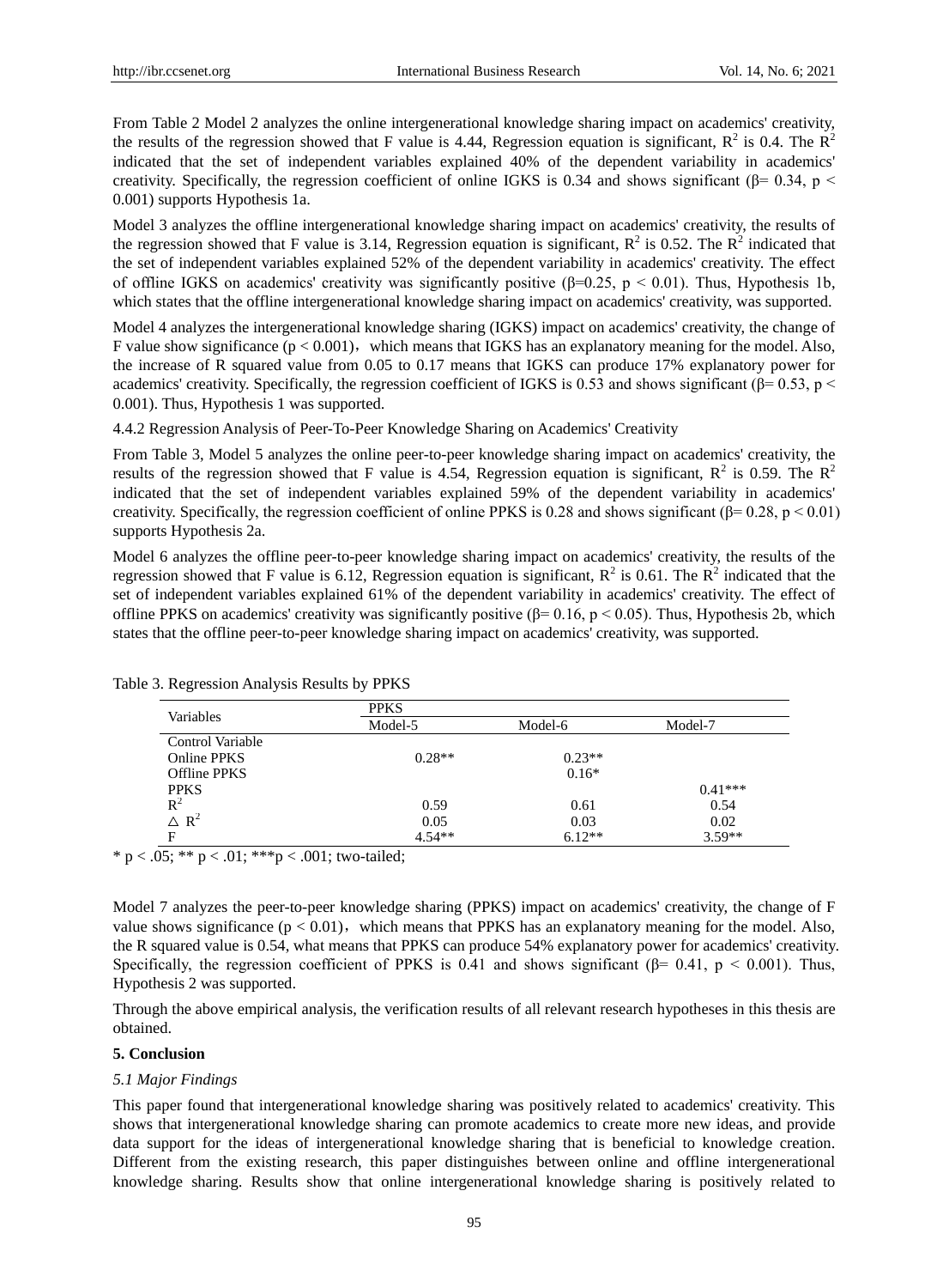From Table 2 Model 2 analyzes the online intergenerational knowledge sharing impact on academics' creativity, the results of the regression showed that F value is 4.44, Regression equation is significant, $R^2$ is 0.4. The $R^2$ indicated that the set of independent variables explained 40% of the dependent variability in academics' creativity. Specifically, the regression coefficient of online IGKS is 0.34 and shows significant ($\beta= 0.34$, $p < 0.001$) supports Hypothesis 1a.

Model 3 analyzes the offline intergenerational knowledge sharing impact on academics' creativity, the results of the regression showed that F value is 3.14, Regression equation is significant, $R^2$ is 0.52. The $R^2$ indicated that the set of independent variables explained 52% of the dependent variability in academics' creativity. The effect of offline IGKS on academics' creativity was significantly positive ($\beta=0.25$, $p < 0.01$). Thus, Hypothesis 1b, which states that the offline intergenerational knowledge sharing impact on academics' creativity, was supported.

Model 4 analyzes the intergenerational knowledge sharing (IGKS) impact on academics' creativity, the change of F value show significance ($p < 0.001$), which means that IGKS has an explanatory meaning for the model. Also, the increase of R squared value from 0.05 to 0.17 means that IGKS can produce 17% explanatory power for academics' creativity. Specifically, the regression coefficient of IGKS is 0.53 and shows significant ($\beta= 0.53$, $p < 0.001$). Thus, Hypothesis 1 was supported.

4.4.2 Regression Analysis of Peer-To-Peer Knowledge Sharing on Academics' Creativity

From Table 3, Model 5 analyzes the online peer-to-peer knowledge sharing impact on academics' creativity, the results of the regression showed that F value is 4.54, Regression equation is significant, $R^2$ is 0.59. The $R^2$ indicated that the set of independent variables explained 59% of the dependent variability in academics' creativity. Specifically, the regression coefficient of online PPKS is 0.28 and shows significant ($\beta= 0.28$, $p < 0.01$) supports Hypothesis 2a.

Model 6 analyzes the offline peer-to-peer knowledge sharing impact on academics' creativity, the results of the regression showed that F value is 6.12, Regression equation is significant, $R^2$ is 0.61. The $R^2$ indicated that the set of independent variables explained 61% of the dependent variability in academics' creativity. The effect of offline PPKS on academics' creativity was significantly positive ($\beta= 0.16$, $p < 0.05$). Thus, Hypothesis 2b, which states that the offline peer-to-peer knowledge sharing impact on academics' creativity, was supported.

Table 3. Regression Analysis Results by PPKS

| Variables | PPKS | | |
|---|---|---|---|
| | Model-5 | Model-6 | Model-7 |
| Control Variable | | | |
| Online PPKS | 0.28** | 0.23** | |
| Offline PPKS | | 0.16* | |
| PPKS | | | 0.41*** |
| $R^2$ | 0.59 | 0.61 | 0.54 |
| $\triangle R^2$ | 0.05 | 0.03 | 0.02 |
| F | 4.54** | 6.12** | 3.59** |

* p < .05; ** p < .01; ***p < .001; two-tailed;

Model 7 analyzes the peer-to-peer knowledge sharing (PPKS) impact on academics' creativity, the change of F value shows significance ($p < 0.01$), which means that PPKS has an explanatory meaning for the model. Also, the R squared value is 0.54, what means that PPKS can produce 54% explanatory power for academics' creativity. Specifically, the regression coefficient of PPKS is 0.41 and shows significant ($\beta= 0.41$, $p < 0.001$). Thus, Hypothesis 2 was supported.

Through the above empirical analysis, the verification results of all relevant research hypotheses in this thesis are obtained.

## 5. Conclusion

### *5.1 Major Findings*

This paper found that intergenerational knowledge sharing was positively related to academics' creativity. This shows that intergenerational knowledge sharing can promote academics to create more new ideas, and provide data support for the ideas of intergenerational knowledge sharing that is beneficial to knowledge creation. Different from the existing research, this paper distinguishes between online and offline intergenerational knowledge sharing. Results show that online intergenerational knowledge sharing is positively related to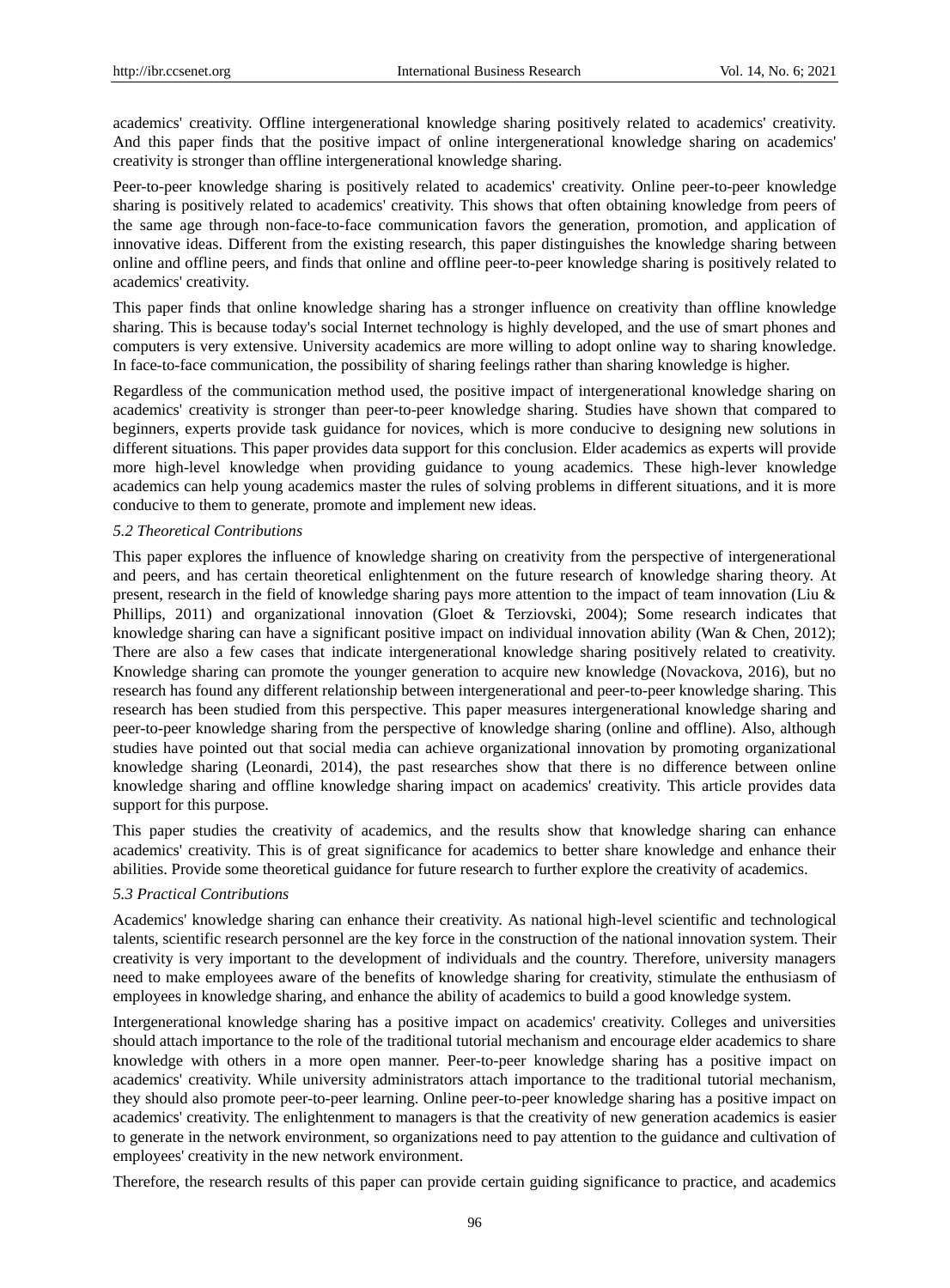academics' creativity. Offline intergenerational knowledge sharing positively related to academics' creativity. And this paper finds that the positive impact of online intergenerational knowledge sharing on academics' creativity is stronger than offline intergenerational knowledge sharing.

Peer-to-peer knowledge sharing is positively related to academics' creativity. Online peer-to-peer knowledge sharing is positively related to academics' creativity. This shows that often obtaining knowledge from peers of the same age through non-face-to-face communication favors the generation, promotion, and application of innovative ideas. Different from the existing research, this paper distinguishes the knowledge sharing between online and offline peers, and finds that online and offline peer-to-peer knowledge sharing is positively related to academics' creativity.

This paper finds that online knowledge sharing has a stronger influence on creativity than offline knowledge sharing. This is because today's social Internet technology is highly developed, and the use of smart phones and computers is very extensive. University academics are more willing to adopt online way to sharing knowledge. In face-to-face communication, the possibility of sharing feelings rather than sharing knowledge is higher.

Regardless of the communication method used, the positive impact of intergenerational knowledge sharing on academics' creativity is stronger than peer-to-peer knowledge sharing. Studies have shown that compared to beginners, experts provide task guidance for novices, which is more conducive to designing new solutions in different situations. This paper provides data support for this conclusion. Elder academics as experts will provide more high-level knowledge when providing guidance to young academics. These high-lever knowledge academics can help young academics master the rules of solving problems in different situations, and it is more conducive to them to generate, promote and implement new ideas.

### *5.2 Theoretical Contributions*

This paper explores the influence of knowledge sharing on creativity from the perspective of intergenerational and peers, and has certain theoretical enlightenment on the future research of knowledge sharing theory. At present, research in the field of knowledge sharing pays more attention to the impact of team innovation (Liu & Phillips, 2011) and organizational innovation (Gloet & Terziovski, 2004); Some research indicates that knowledge sharing can have a significant positive impact on individual innovation ability (Wan & Chen, 2012); There are also a few cases that indicate intergenerational knowledge sharing positively related to creativity. Knowledge sharing can promote the younger generation to acquire new knowledge (Novackova, 2016), but no research has found any different relationship between intergenerational and peer-to-peer knowledge sharing. This research has been studied from this perspective. This paper measures intergenerational knowledge sharing and peer-to-peer knowledge sharing from the perspective of knowledge sharing (online and offline). Also, although studies have pointed out that social media can achieve organizational innovation by promoting organizational knowledge sharing (Leonardi, 2014), the past researches show that there is no difference between online knowledge sharing and offline knowledge sharing impact on academics' creativity. This article provides data support for this purpose.

This paper studies the creativity of academics, and the results show that knowledge sharing can enhance academics' creativity. This is of great significance for academics to better share knowledge and enhance their abilities. Provide some theoretical guidance for future research to further explore the creativity of academics.

### *5.3 Practical Contributions*

Academics' knowledge sharing can enhance their creativity. As national high-level scientific and technological talents, scientific research personnel are the key force in the construction of the national innovation system. Their creativity is very important to the development of individuals and the country. Therefore, university managers need to make employees aware of the benefits of knowledge sharing for creativity, stimulate the enthusiasm of employees in knowledge sharing, and enhance the ability of academics to build a good knowledge system.

Intergenerational knowledge sharing has a positive impact on academics' creativity. Colleges and universities should attach importance to the role of the traditional tutorial mechanism and encourage elder academics to share knowledge with others in a more open manner. Peer-to-peer knowledge sharing has a positive impact on academics' creativity. While university administrators attach importance to the traditional tutorial mechanism, they should also promote peer-to-peer learning. Online peer-to-peer knowledge sharing has a positive impact on academics' creativity. The enlightenment to managers is that the creativity of new generation academics is easier to generate in the network environment, so organizations need to pay attention to the guidance and cultivation of employees' creativity in the new network environment.

Therefore, the research results of this paper can provide certain guiding significance to practice, and academics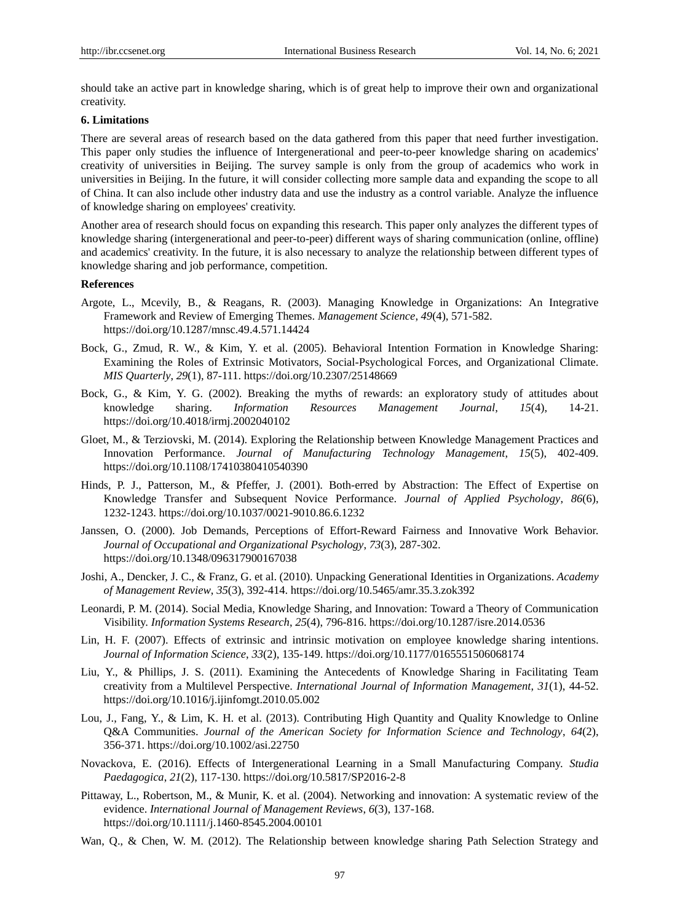should take an active part in knowledge sharing, which is of great help to improve their own and organizational creativity.

**6. Limitations**

There are several areas of research based on the data gathered from this paper that need further investigation. This paper only studies the influence of Intergenerational and peer-to-peer knowledge sharing on academics' creativity of universities in Beijing. The survey sample is only from the group of academics who work in universities in Beijing. In the future, it will consider collecting more sample data and expanding the scope to all of China. It can also include other industry data and use the industry as a control variable. Analyze the influence of knowledge sharing on employees' creativity.

Another area of research should focus on expanding this research. This paper only analyzes the different types of knowledge sharing (intergenerational and peer-to-peer) different ways of sharing communication (online, offline) and academics' creativity. In the future, it is also necessary to analyze the relationship between different types of knowledge sharing and job performance, competition.

**References**

Argote, L., Mcevily, B., & Reagans, R. (2003). Managing Knowledge in Organizations: An Integrative Framework and Review of Emerging Themes. *Management Science*, *49*(4), 571-582. https://doi.org/10.1287/mnsc.49.4.571.14424

Bock, G., Zmud, R. W., & Kim, Y. et al. (2005). Behavioral Intention Formation in Knowledge Sharing: Examining the Roles of Extrinsic Motivators, Social-Psychological Forces, and Organizational Climate. *MIS Quarterly*, *29*(1), 87-111. https://doi.org/10.2307/25148669

Bock, G., & Kim, Y. G. (2002). Breaking the myths of rewards: an exploratory study of attitudes about knowledge sharing. *Information Resources Management Journal*, *15*(4), 14-21. https://doi.org/10.4018/irmj.2002040102

Gloet, M., & Terziovski, M. (2014). Exploring the Relationship between Knowledge Management Practices and Innovation Performance. *Journal of Manufacturing Technology Management*, *15*(5), 402-409. https://doi.org/10.1108/17410380410540390

Hinds, P. J., Patterson, M., & Pfeffer, J. (2001). Both-erred by Abstraction: The Effect of Expertise on Knowledge Transfer and Subsequent Novice Performance. *Journal of Applied Psychology*, *86*(6), 1232-1243. https://doi.org/10.1037/0021-9010.86.6.1232

Janssen, O. (2000). Job Demands, Perceptions of Effort-Reward Fairness and Innovative Work Behavior. *Journal of Occupational and Organizational Psychology*, *73*(3), 287-302. https://doi.org/10.1348/096317900167038

Joshi, A., Dencker, J. C., & Franz, G. et al. (2010). Unpacking Generational Identities in Organizations. *Academy of Management Review*, *35*(3), 392-414. https://doi.org/10.5465/amr.35.3.zok392

Leonardi, P. M. (2014). Social Media, Knowledge Sharing, and Innovation: Toward a Theory of Communication Visibility. *Information Systems Research*, *25*(4), 796-816. https://doi.org/10.1287/isre.2014.0536

Lin, H. F. (2007). Effects of extrinsic and intrinsic motivation on employee knowledge sharing intentions. *Journal of Information Science*, *33*(2), 135-149. https://doi.org/10.1177/0165551506068174

Liu, Y., & Phillips, J. S. (2011). Examining the Antecedents of Knowledge Sharing in Facilitating Team creativity from a Multilevel Perspective. *International Journal of Information Management*, *31*(1), 44-52. https://doi.org/10.1016/j.ijinfomgt.2010.05.002

Lou, J., Fang, Y., & Lim, K. H. et al. (2013). Contributing High Quantity and Quality Knowledge to Online Q&A Communities. *Journal of the American Society for Information Science and Technology*, *64*(2), 356-371. https://doi.org/10.1002/asi.22750

Novackova, E. (2016). Effects of Intergenerational Learning in a Small Manufacturing Company. *Studia Paedagogica*, *21*(2), 117-130. https://doi.org/10.5817/SP2016-2-8

Pittaway, L., Robertson, M., & Munir, K. et al. (2004). Networking and innovation: A systematic review of the evidence. *International Journal of Management Reviews*, *6*(3), 137-168. https://doi.org/10.1111/j.1460-8545.2004.00101

Wan, Q., & Chen, W. M. (2012). The Relationship between knowledge sharing Path Selection Strategy and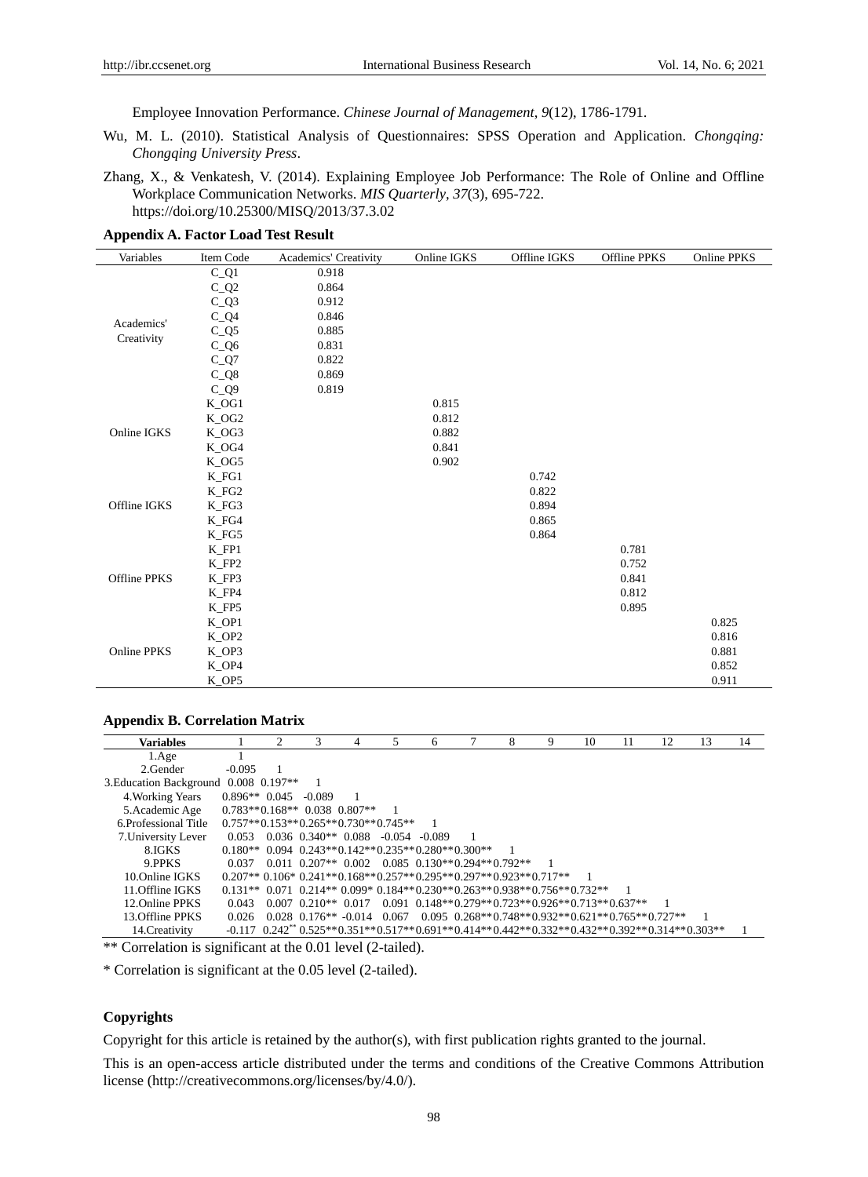Employee Innovation Performance. *Chinese Journal of Management*, *9*(12), 1786-1791.

Wu, M. L. (2010). Statistical Analysis of Questionnaires: SPSS Operation and Application. *Chongqing: Chongqing University Press*.

Zhang, X., & Venkatesh, V. (2014). Explaining Employee Job Performance: The Role of Online and Offline Workplace Communication Networks. *MIS Quarterly*, *37*(3), 695-722. https://doi.org/10.25300/MISQ/2013/37.3.02

**Appendix A. Factor Load Test Result**

| Variables | Item Code | Academics' Creativity | Online IGKS | Offline IGKS | Offline PPKS | Online PPKS |
|---|---|---|---|---|---|---|
| Academics' Creativity | C_Q1 | 0.918 | | | | |
| | C_Q2 | 0.864 | | | | |
| | C_Q3 | 0.912 | | | | |
| | C_Q4 | 0.846 | | | | |
| | C_Q5 | 0.885 | | | | |
| | C_Q6 | 0.831 | | | | |
| | C_Q7 | 0.822 | | | | |
| | C_Q8 | 0.869 | | | | |
| | C_Q9 | 0.819 | | | | |
| Online IGKS | K_OG1 | | 0.815 | | | |
| | K_OG2 | | 0.812 | | | |
| | K_OG3 | | 0.882 | | | |
| | K_OG4 | | 0.841 | | | |
| | K_OG5 | | 0.902 | | | |
| Offline IGKS | K_FG1 | | | 0.742 | | |
| | K_FG2 | | | 0.822 | | |
| | K_FG3 | | | 0.894 | | |
| | K_FG4 | | | 0.865 | | |
| | K_FG5 | | | 0.864 | | |
| Offline PPKS | K_FP1 | | | | 0.781 | |
| | K_FP2 | | | | 0.752 | |
| | K_FP3 | | | | 0.841 | |
| | K_FP4 | | | | 0.812 | |
| | K_FP5 | | | | 0.895 | |
| Online PPKS | K_OP1 | | | | | 0.825 |
| | K_OP2 | | | | | 0.816 |
| | K_OP3 | | | | | 0.881 |
| | K_OP4 | | | | | 0.852 |
| | K_OP5 | | | | | 0.911 |

**Appendix B. Correlation Matrix**

| Variables | 1 | 2 | 3 | 4 | 5 | 6 | 7 | 8 | 9 | 10 | 11 | 12 | 13 | 14 |
|---|---|---|---|---|---|---|---|---|---|---|---|---|---|---|
| 1.Age | 1 | | | | | | | | | | | | | |
| 2.Gender | -0.095 | 1 | | | | | | | | | | | | |
| 3.Education Background | 0.008 | 0.197** | 1 | | | | | | | | | | | |
| 4.Working Years | 0.896** | 0.045 | -0.089 | 1 | | | | | | | | | | |
| 5.Academic Age | 0.783** | 0.168** | 0.038 | 0.807** | 1 | | | | | | | | | |
| 6.Professional Title | 0.757** | 0.153** | 0.265** | 0.730** | 0.745** | 1 | | | | | | | | |
| 7.University Lever | 0.053 | 0.036 | 0.340** | 0.088 | -0.054 | -0.089 | 1 | | | | | | | |
| 8.IGKS | 0.180** | 0.094 | 0.243** | 0.142** | 0.235** | 0.280** | 0.300** | 1 | | | | | | |
| 9.PPKS | 0.037 | 0.011 | 0.207** | 0.002 | 0.085 | 0.130** | 0.294** | 0.792** | 1 | | | | | |
| 10.Online IGKS | 0.207** | 0.106* | 0.241** | 0.168** | 0.257** | 0.295** | 0.297** | 0.923** | 0.717** | 1 | | | | |
| 11.Offline IGKS | 0.131** | 0.071 | 0.214** | 0.099* | 0.184** | 0.230** | 0.263** | 0.938** | 0.756** | 0.732** | 1 | | | |
| 12.Online PPKS | 0.043 | 0.007 | 0.210** | 0.017 | 0.091 | 0.148** | 0.279** | 0.723** | 0.926** | 0.713** | 0.637** | 1 | | |
| 13.Offline PPKS | 0.026 | 0.028 | 0.176** | -0.014 | 0.067 | 0.095 | 0.268** | 0.748** | 0.932** | 0.621** | 0.765** | 0.727** | 1 | |
| 14.Creativity | -0.117 | 0.242** | 0.525** | 0.351** | 0.517** | 0.691** | 0.414** | 0.442** | 0.332** | 0.432** | 0.392** | 0.314** | 0.303** | 1 |

** Correlation is significant at the 0.01 level (2-tailed).

* Correlation is significant at the 0.05 level (2-tailed).

### Copyrights

Copyright for this article is retained by the author(s), with first publication rights granted to the journal.

This is an open-access article distributed under the terms and conditions of the Creative Commons Attribution license (http://creativecommons.org/licenses/by/4.0/).